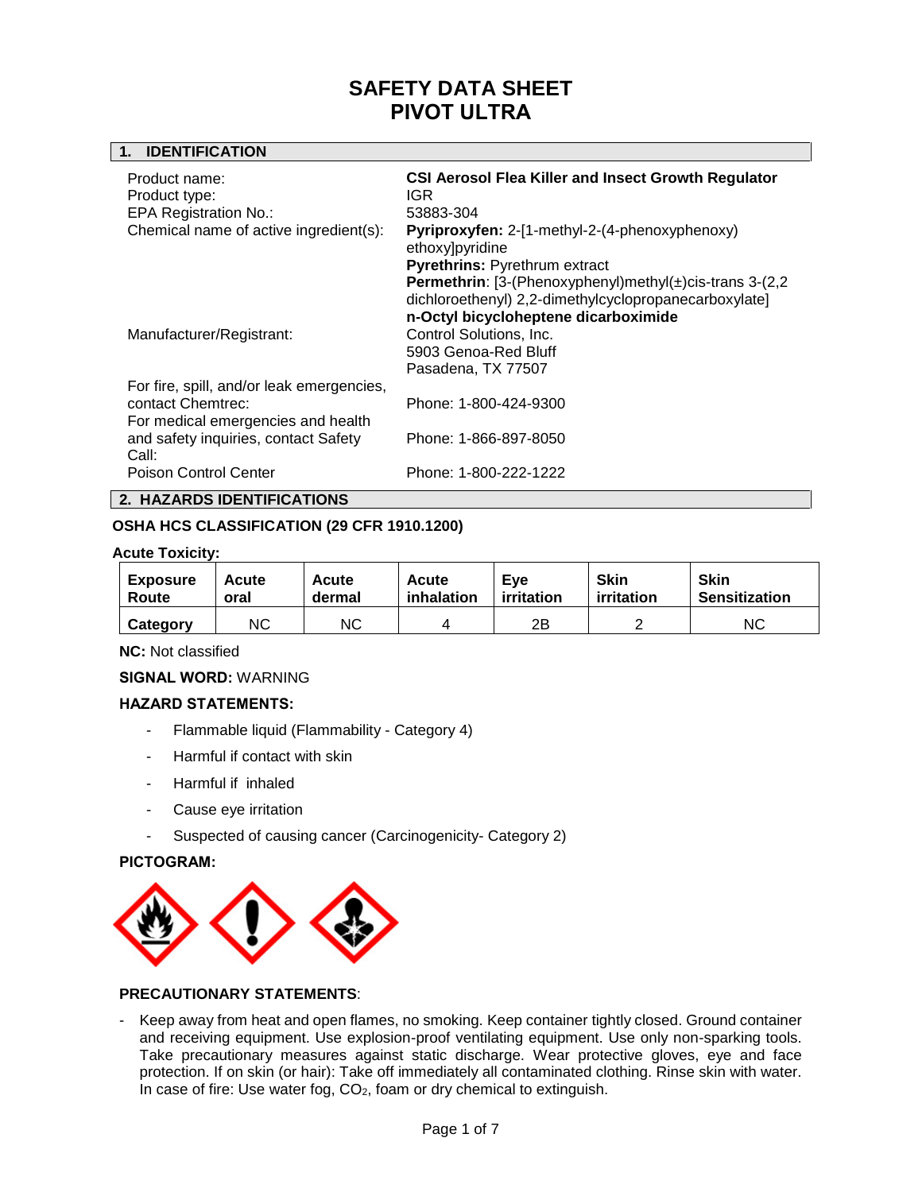# SAFETY DATA SHEET
# PIVOT ULTRA

## 1. IDENTIFICATION

| | |
|---|---|
| Product name: | **CSI Aerosol Flea Killer and Insect Growth Regulator** |
| Product type: | IGR |
| EPA Registration No.: | 53883-304 |
| Chemical name of active ingredient(s): | **Pyriproxyfen:** 2-[1-methyl-2-(4-phenoxyphenoxy) ethoxy]pyridine<br>**Pyrethrins:** Pyrethrum extract<br>**Permethrin**: [3-(Phenoxyphenyl)methyl(±)cis-trans 3-(2,2 dichloroethenyl) 2,2-dimethylcyclopropanecarboxylate]<br>**n-Octyl bicycloheptene dicarboximide** |
| Manufacturer/Registrant: | Control Solutions, Inc.<br>5903 Genoa-Red Bluff<br>Pasadena, TX 77507 |
| For fire, spill, and/or leak emergencies, contact Chemtrec: | Phone: 1-800-424-9300 |
| For medical emergencies and health and safety inquiries, contact Safety Call: | Phone: 1-866-897-8050 |
| Poison Control Center | Phone: 1-800-222-1222 |

## 2. HAZARDS IDENTIFICATIONS

**OSHA HCS CLASSIFICATION (29 CFR 1910.1200)**

**Acute Toxicity:**

| **Exposure Route** | **Acute oral** | **Acute dermal** | **Acute inhalation** | **Eye irritation** | **Skin irritation** | **Skin Sensitization** |
|---|---|---|---|---|---|---|
| **Category** | NC | NC | 4 | 2B | 2 | NC |

**NC:** Not classified

**SIGNAL WORD:** WARNING

**HAZARD STATEMENTS:**

- Flammable liquid (Flammability - Category 4)
- Harmful if contact with skin
- Harmful if inhaled
- Cause eye irritation
- Suspected of causing cancer (Carcinogenicity- Category 2)

**PICTOGRAM:**

**PRECAUTIONARY STATEMENTS**:

- Keep away from heat and open flames, no smoking. Keep container tightly closed. Ground container and receiving equipment. Use explosion-proof ventilating equipment. Use only non-sparking tools. Take precautionary measures against static discharge. Wear protective gloves, eye and face protection. If on skin (or hair): Take off immediately all contaminated clothing. Rinse skin with water. In case of fire: Use water fog, $CO_2$, foam or dry chemical to extinguish.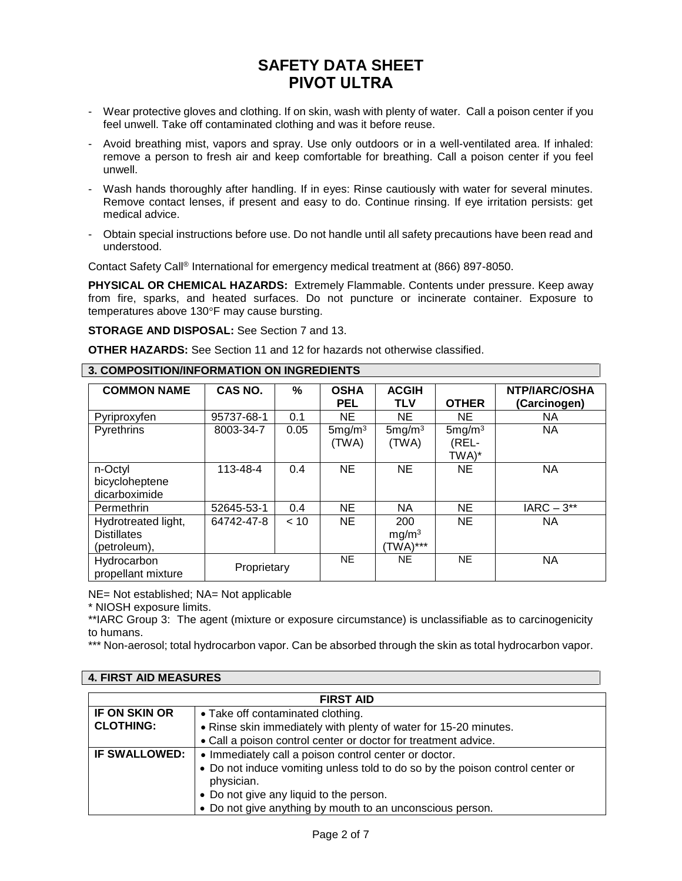# SAFETY DATA SHEET
# PIVOT ULTRA

- Wear protective gloves and clothing. If on skin, wash with plenty of water. Call a poison center if you feel unwell. Take off contaminated clothing and was it before reuse.
- Avoid breathing mist, vapors and spray. Use only outdoors or in a well-ventilated area. If inhaled: remove a person to fresh air and keep comfortable for breathing. Call a poison center if you feel unwell.
- Wash hands thoroughly after handling. If in eyes: Rinse cautiously with water for several minutes. Remove contact lenses, if present and easy to do. Continue rinsing. If eye irritation persists: get medical advice.
- Obtain special instructions before use. Do not handle until all safety precautions have been read and understood.

Contact Safety Call® International for emergency medical treatment at (866) 897-8050.

**PHYSICAL OR CHEMICAL HAZARDS:** Extremely Flammable. Contents under pressure. Keep away from fire, sparks, and heated surfaces. Do not puncture or incinerate container. Exposure to temperatures above 130°F may cause bursting.

**STORAGE AND DISPOSAL:** See Section 7 and 13.

**OTHER HAZARDS:** See Section 11 and 12 for hazards not otherwise classified.

## 3. COMPOSITION/INFORMATION ON INGREDIENTS

| COMMON NAME | CAS NO. | % | OSHA PEL | ACGIH TLV | OTHER | NTP/IARC/OSHA (Carcinogen) |
|---|---|---|---|---|---|---|
| Pyriproxyfen | 95737-68-1 | 0.1 | NE | NE | NE | NA |
| Pyrethrins | 8003-34-7 | 0.05 | 5mg/m³ (TWA) | 5mg/m³ (TWA) | 5mg/m³ (REL-TWA)* | NA |
| n-Octyl bicycloheptene dicarboximide | 113-48-4 | 0.4 | NE | NE | NE | NA |
| Permethrin | 52645-53-1 | 0.4 | NE | NA | NE | IARC – 3** |
| Hydrotreated light, Distillates (petroleum), | 64742-47-8 | < 10 | NE | 200 mg/m³ (TWA)*** | NE | NA |
| Hydrocarbon propellant mixture | Proprietary | | NE | NE | NE | NA |

NE= Not established; NA= Not applicable

\* NIOSH exposure limits.

**IARC Group 3: The agent (mixture or exposure circumstance) is unclassifiable as to carcinogenicity to humans.

*** Non-aerosol; total hydrocarbon vapor. Can be absorbed through the skin as total hydrocarbon vapor.

## 4. FIRST AID MEASURES

| FIRST AID | |
|---|---|
| **IF ON SKIN OR CLOTHING:** | • Take off contaminated clothing.<br>• Rinse skin immediately with plenty of water for 15-20 minutes.<br>• Call a poison control center or doctor for treatment advice. |
| **IF SWALLOWED:** | • Immediately call a poison control center or doctor.<br>• Do not induce vomiting unless told to do so by the poison control center or physician.<br>• Do not give any liquid to the person.<br>• Do not give anything by mouth to an unconscious person. |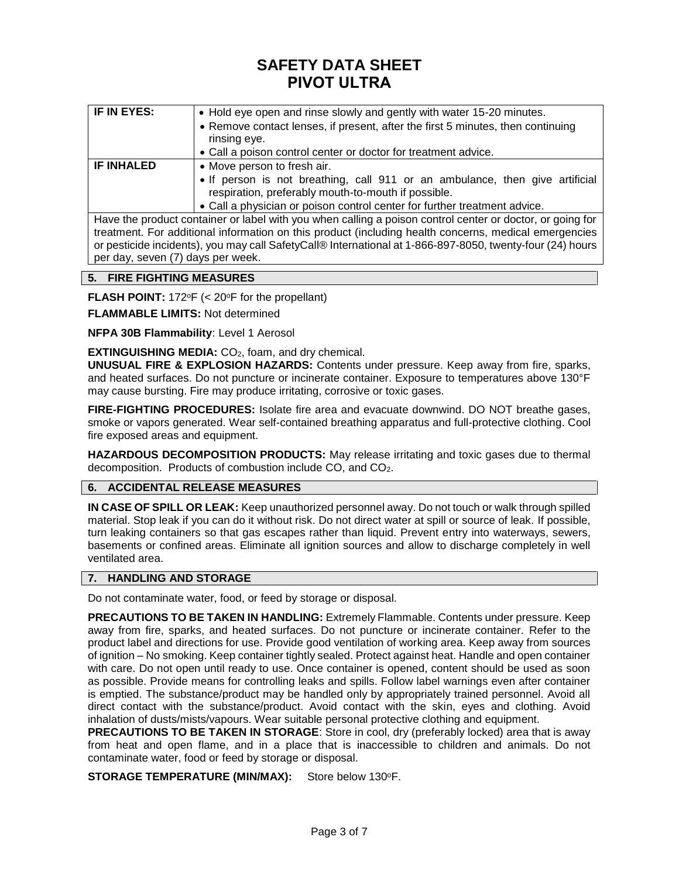# SAFETY DATA SHEET
# PIVOT ULTRA

| | |
|---|---|
| **IF IN EYES:** | • Hold eye open and rinse slowly and gently with water 15-20 minutes.<br>• Remove contact lenses, if present, after the first 5 minutes, then continuing rinsing eye.<br>• Call a poison control center or doctor for treatment advice. |
| **IF INHALED** | • Move person to fresh air.<br>• If person is not breathing, call 911 or an ambulance, then give artificial respiration, preferably mouth-to-mouth if possible.<br>• Call a physician or poison control center for further treatment advice. |

Have the product container or label with you when calling a poison control center or doctor, or going for treatment. For additional information on this product (including health concerns, medical emergencies or pesticide incidents), you may call SafetyCall® International at 1-866-897-8050, twenty-four (24) hours per day, seven (7) days per week.

## 5. FIRE FIGHTING MEASURES

**FLASH POINT:** 172°F (< 20°F for the propellant)

**FLAMMABLE LIMITS:** Not determined

**NFPA 30B Flammability**: Level 1 Aerosol

**EXTINGUISHING MEDIA:** $CO_2$, foam, and dry chemical.

**UNUSUAL FIRE & EXPLOSION HAZARDS:** Contents under pressure. Keep away from fire, sparks, and heated surfaces. Do not puncture or incinerate container. Exposure to temperatures above 130°F may cause bursting. Fire may produce irritating, corrosive or toxic gases.

**FIRE-FIGHTING PROCEDURES:** Isolate fire area and evacuate downwind. DO NOT breathe gases, smoke or vapors generated. Wear self-contained breathing apparatus and full-protective clothing. Cool fire exposed areas and equipment.

**HAZARDOUS DECOMPOSITION PRODUCTS:** May release irritating and toxic gases due to thermal decomposition. Products of combustion include CO, and $CO_2$.

## 6. ACCIDENTAL RELEASE MEASURES

**IN CASE OF SPILL OR LEAK:** Keep unauthorized personnel away. Do not touch or walk through spilled material. Stop leak if you can do it without risk. Do not direct water at spill or source of leak. If possible, turn leaking containers so that gas escapes rather than liquid. Prevent entry into waterways, sewers, basements or confined areas. Eliminate all ignition sources and allow to discharge completely in well ventilated area.

## 7. HANDLING AND STORAGE

Do not contaminate water, food, or feed by storage or disposal.

**PRECAUTIONS TO BE TAKEN IN HANDLING:** Extremely Flammable. Contents under pressure. Keep away from fire, sparks, and heated surfaces. Do not puncture or incinerate container. Refer to the product label and directions for use. Provide good ventilation of working area. Keep away from sources of ignition – No smoking. Keep container tightly sealed. Protect against heat. Handle and open container with care. Do not open until ready to use. Once container is opened, content should be used as soon as possible. Provide means for controlling leaks and spills. Follow label warnings even after container is emptied. The substance/product may be handled only by appropriately trained personnel. Avoid all direct contact with the substance/product. Avoid contact with the skin, eyes and clothing. Avoid inhalation of dusts/mists/vapours. Wear suitable personal protective clothing and equipment.

**PRECAUTIONS TO BE TAKEN IN STORAGE**: Store in cool, dry (preferably locked) area that is away from heat and open flame, and in a place that is inaccessible to children and animals. Do not contaminate water, food or feed by storage or disposal.

**STORAGE TEMPERATURE (MIN/MAX):** Store below 130°F.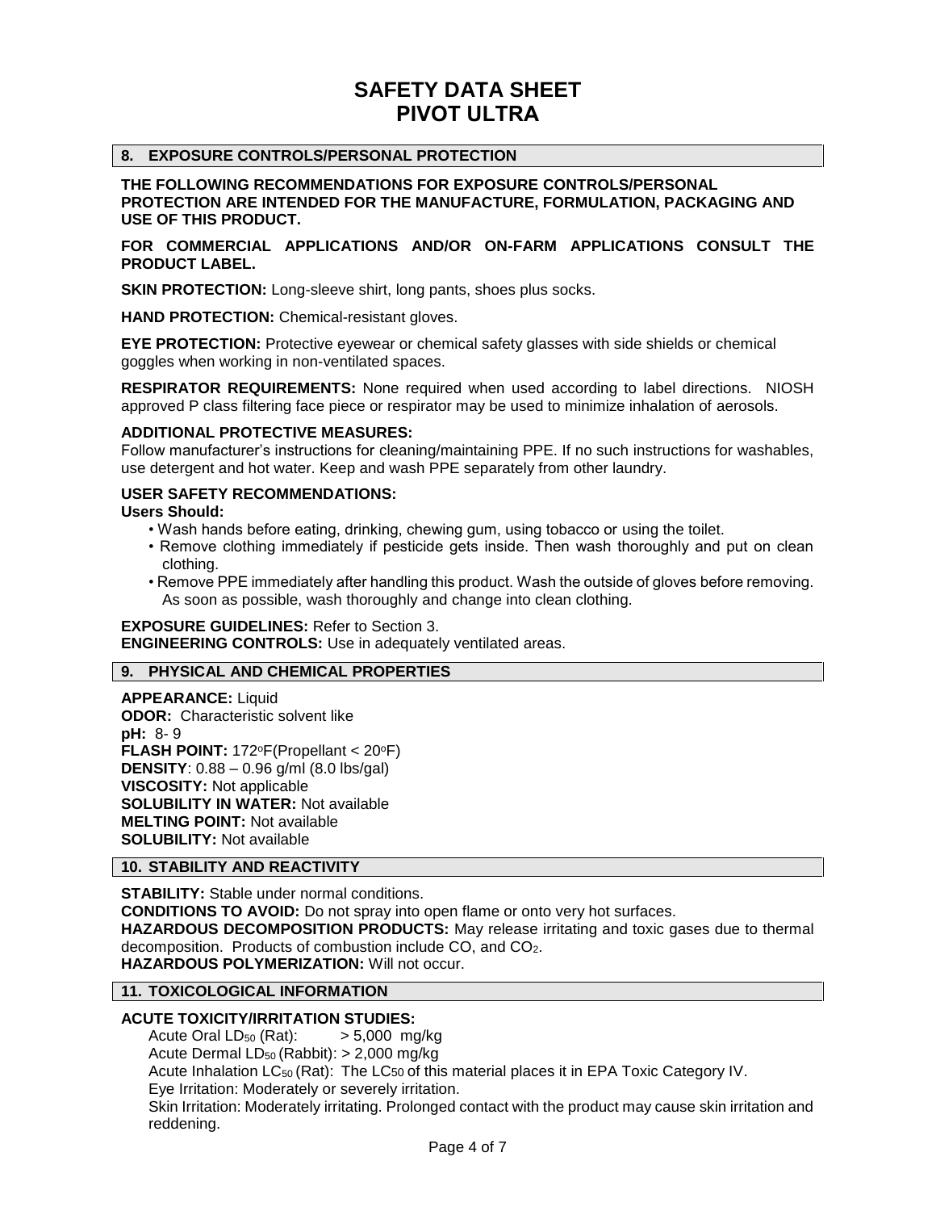# SAFETY DATA SHEET
# PIVOT ULTRA

## 8. EXPOSURE CONTROLS/PERSONAL PROTECTION

**THE FOLLOWING RECOMMENDATIONS FOR EXPOSURE CONTROLS/PERSONAL PROTECTION ARE INTENDED FOR THE MANUFACTURE, FORMULATION, PACKAGING AND USE OF THIS PRODUCT.**

**FOR COMMERCIAL APPLICATIONS AND/OR ON-FARM APPLICATIONS CONSULT THE PRODUCT LABEL.**

**SKIN PROTECTION:** Long-sleeve shirt, long pants, shoes plus socks.

**HAND PROTECTION:** Chemical-resistant gloves.

**EYE PROTECTION:** Protective eyewear or chemical safety glasses with side shields or chemical goggles when working in non-ventilated spaces.

**RESPIRATOR REQUIREMENTS:** None required when used according to label directions. NIOSH approved P class filtering face piece or respirator may be used to minimize inhalation of aerosols.

**ADDITIONAL PROTECTIVE MEASURES:**
Follow manufacturer's instructions for cleaning/maintaining PPE. If no such instructions for washables, use detergent and hot water. Keep and wash PPE separately from other laundry.

**USER SAFETY RECOMMENDATIONS:**
**Users Should:**

- Wash hands before eating, drinking, chewing gum, using tobacco or using the toilet.
- Remove clothing immediately if pesticide gets inside. Then wash thoroughly and put on clean clothing.
- Remove PPE immediately after handling this product. Wash the outside of gloves before removing. As soon as possible, wash thoroughly and change into clean clothing.

**EXPOSURE GUIDELINES:** Refer to Section 3.
**ENGINEERING CONTROLS:** Use in adequately ventilated areas.

## 9. PHYSICAL AND CHEMICAL PROPERTIES

**APPEARANCE:** Liquid
**ODOR:** Characteristic solvent like
**pH:** 8- 9
**FLASH POINT:** 172°F(Propellant < 20°F)
**DENSITY**: 0.88 – 0.96 g/ml (8.0 lbs/gal)
**VISCOSITY:** Not applicable
**SOLUBILITY IN WATER:** Not available
**MELTING POINT:** Not available
**SOLUBILITY:** Not available

## 10. STABILITY AND REACTIVITY

**STABILITY:** Stable under normal conditions.
**CONDITIONS TO AVOID:** Do not spray into open flame or onto very hot surfaces.
**HAZARDOUS DECOMPOSITION PRODUCTS:** May release irritating and toxic gases due to thermal decomposition. Products of combustion include CO, and $CO_2$.
**HAZARDOUS POLYMERIZATION:** Will not occur.

## 11. TOXICOLOGICAL INFORMATION

**ACUTE TOXICITY/IRRITATION STUDIES:**

Acute Oral $LD_{50}$ (Rat): > 5,000 mg/kg
Acute Dermal $LD_{50}$ (Rabbit): > 2,000 mg/kg
Acute Inhalation $LC_{50}$ (Rat): The $LC_{50}$ of this material places it in EPA Toxic Category IV.
Eye Irritation: Moderately or severely irritation.
Skin Irritation: Moderately irritating. Prolonged contact with the product may cause skin irritation and reddening.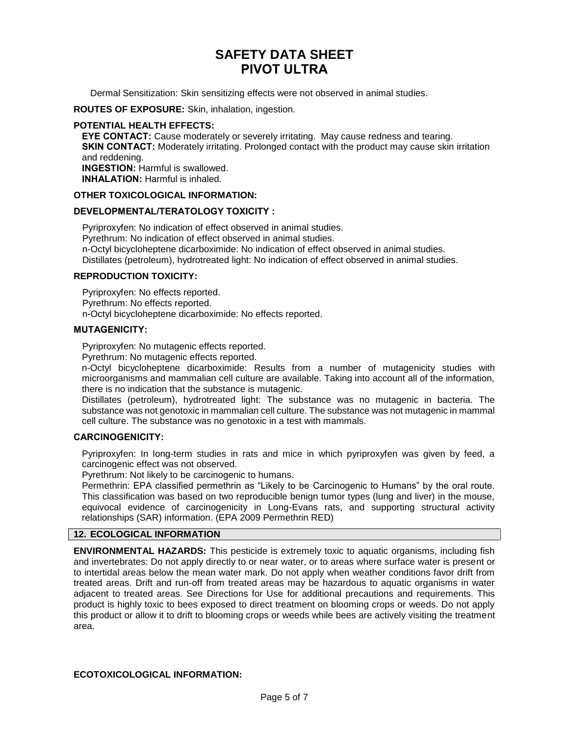Dermal Sensitization: Skin sensitizing effects were not observed in animal studies.

**ROUTES OF EXPOSURE:** Skin, inhalation, ingestion.

**POTENTIAL HEALTH EFFECTS:**

**EYE CONTACT:** Cause moderately or severely irritating. May cause redness and tearing.
**SKIN CONTACT:** Moderately irritating. Prolonged contact with the product may cause skin irritation and reddening.
**INGESTION:** Harmful is swallowed.
**INHALATION:** Harmful is inhaled.

**OTHER TOXICOLOGICAL INFORMATION:**

**DEVELOPMENTAL/TERATOLOGY TOXICITY :**

Pyriproxyfen: No indication of effect observed in animal studies.
Pyrethrum: No indication of effect observed in animal studies.
n-Octyl bicycloheptene dicarboximide: No indication of effect observed in animal studies.
Distillates (petroleum), hydrotreated light: No indication of effect observed in animal studies.

**REPRODUCTION TOXICITY:**

Pyriproxyfen: No effects reported.
Pyrethrum: No effects reported.
n-Octyl bicycloheptene dicarboximide: No effects reported.

**MUTAGENICITY:**

Pyriproxyfen: No mutagenic effects reported.
Pyrethrum: No mutagenic effects reported.
n-Octyl bicycloheptene dicarboximide: Results from a number of mutagenicity studies with microorganisms and mammalian cell culture are available. Taking into account all of the information, there is no indication that the substance is mutagenic.
Distillates (petroleum), hydrotreated light: The substance was no mutagenic in bacteria. The substance was not genotoxic in mammalian cell culture. The substance was not mutagenic in mammal cell culture. The substance was no genotoxic in a test with mammals.

**CARCINOGENICITY:**

Pyriproxyfen: In long-term studies in rats and mice in which pyriproxyfen was given by feed, a carcinogenic effect was not observed.
Pyrethrum: Not likely to be carcinogenic to humans.
Permethrin: EPA classified permethrin as "Likely to be Carcinogenic to Humans" by the oral route. This classification was based on two reproducible benign tumor types (lung and liver) in the mouse, equivocal evidence of carcinogenicity in Long-Evans rats, and supporting structural activity relationships (SAR) information. (EPA 2009 Permethrin RED)

## 12. ECOLOGICAL INFORMATION

**ENVIRONMENTAL HAZARDS:** This pesticide is extremely toxic to aquatic organisms, including fish and invertebrates: Do not apply directly to or near water, or to areas where surface water is present or to intertidal areas below the mean water mark. Do not apply when weather conditions favor drift from treated areas. Drift and run-off from treated areas may be hazardous to aquatic organisms in water adjacent to treated areas. See Directions for Use for additional precautions and requirements. This product is highly toxic to bees exposed to direct treatment on blooming crops or weeds. Do not apply this product or allow it to drift to blooming crops or weeds while bees are actively visiting the treatment area.

**ECOTOXICOLOGICAL INFORMATION:**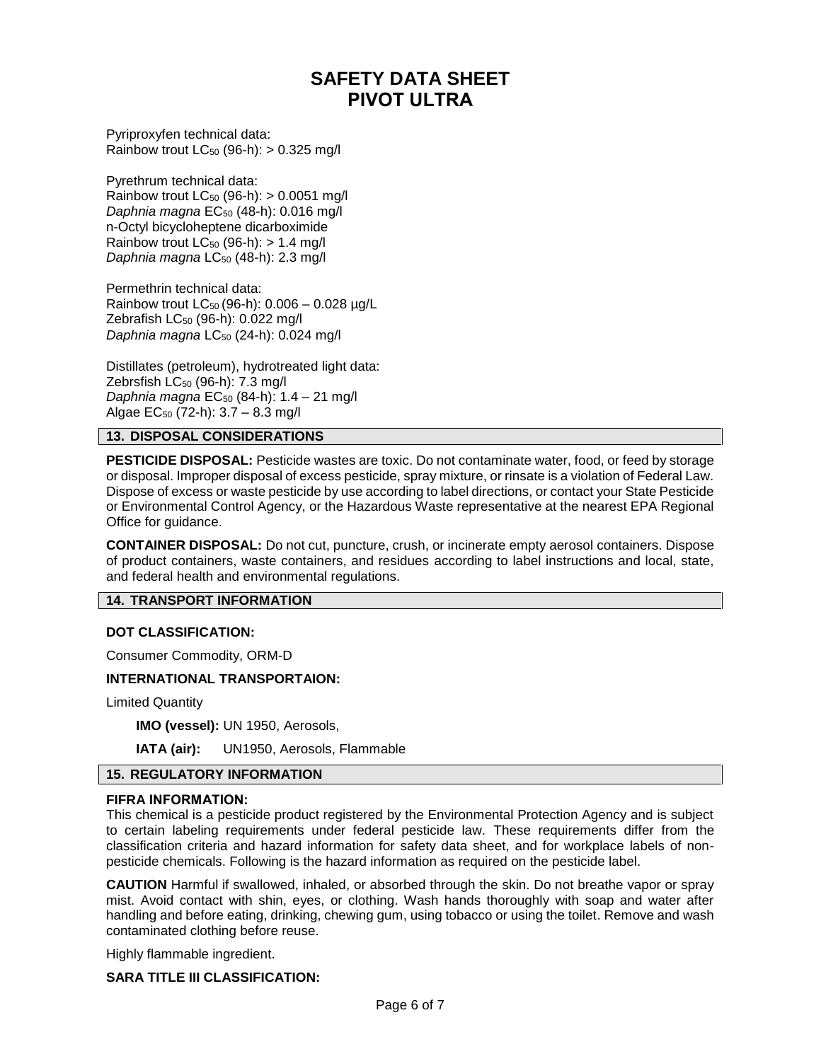Pyriproxyfen technical data:
Rainbow trout $LC_{50}$ (96-h): > 0.325 mg/l

Pyrethrum technical data:
Rainbow trout $LC_{50}$ (96-h): > 0.0051 mg/l
*Daphnia magna* $EC_{50}$ (48-h): 0.016 mg/l
n-Octyl bicycloheptene dicarboximide
Rainbow trout $LC_{50}$ (96-h): > 1.4 mg/l
*Daphnia magna* $LC_{50}$ (48-h): 2.3 mg/l

Permethrin technical data:
Rainbow trout $LC_{50}$ (96-h): 0.006 – 0.028 µg/L
Zebrafish $LC_{50}$ (96-h): 0.022 mg/l
*Daphnia magna* $LC_{50}$ (24-h): 0.024 mg/l

Distillates (petroleum), hydrotreated light data:
Zebrsfish $LC_{50}$ (96-h): 7.3 mg/l
*Daphnia magna* $EC_{50}$ (84-h): 1.4 – 21 mg/l
Algae $EC_{50}$ (72-h): 3.7 – 8.3 mg/l

## 13. DISPOSAL CONSIDERATIONS

**PESTICIDE DISPOSAL:** Pesticide wastes are toxic. Do not contaminate water, food, or feed by storage or disposal. Improper disposal of excess pesticide, spray mixture, or rinsate is a violation of Federal Law. Dispose of excess or waste pesticide by use according to label directions, or contact your State Pesticide or Environmental Control Agency, or the Hazardous Waste representative at the nearest EPA Regional Office for guidance.

**CONTAINER DISPOSAL:** Do not cut, puncture, crush, or incinerate empty aerosol containers. Dispose of product containers, waste containers, and residues according to label instructions and local, state, and federal health and environmental regulations.

## 14. TRANSPORT INFORMATION

**DOT CLASSIFICATION:**

Consumer Commodity, ORM-D

**INTERNATIONAL TRANSPORTAION:**

Limited Quantity

**IMO (vessel):** UN 1950, Aerosols,

**IATA (air):** UN1950, Aerosols, Flammable

## 15. REGULATORY INFORMATION

**FIFRA INFORMATION:**
This chemical is a pesticide product registered by the Environmental Protection Agency and is subject to certain labeling requirements under federal pesticide law. These requirements differ from the classification criteria and hazard information for safety data sheet, and for workplace labels of non-pesticide chemicals. Following is the hazard information as required on the pesticide label.

**CAUTION** Harmful if swallowed, inhaled, or absorbed through the skin. Do not breathe vapor or spray mist. Avoid contact with shin, eyes, or clothing. Wash hands thoroughly with soap and water after handling and before eating, drinking, chewing gum, using tobacco or using the toilet. Remove and wash contaminated clothing before reuse.

Highly flammable ingredient.

**SARA TITLE III CLASSIFICATION:**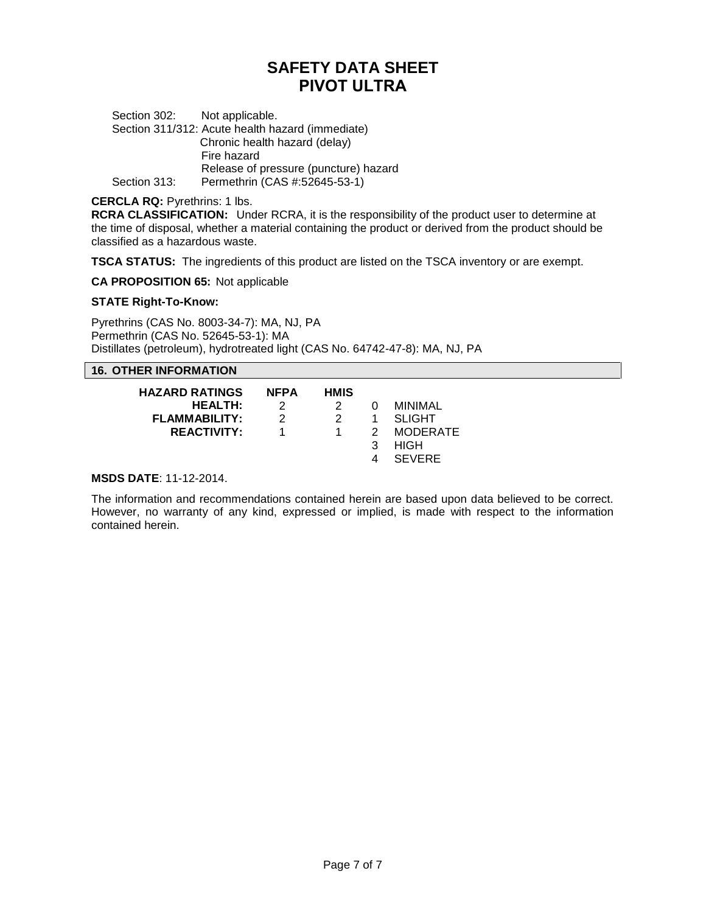# SAFETY DATA SHEET
# PIVOT ULTRA

Section 302: Not applicable.
Section 311/312: Acute health hazard (immediate)
Chronic health hazard (delay)
Fire hazard
Release of pressure (puncture) hazard
Section 313: Permethrin (CAS #:52645-53-1)

**CERCLA RQ:** Pyrethrins: 1 lbs.
**RCRA CLASSIFICATION:** Under RCRA, it is the responsibility of the product user to determine at the time of disposal, whether a material containing the product or derived from the product should be classified as a hazardous waste.

**TSCA STATUS:** The ingredients of this product are listed on the TSCA inventory or are exempt.

**CA PROPOSITION 65:** Not applicable

**STATE Right-To-Know:**

Pyrethrins (CAS No. 8003-34-7): MA, NJ, PA
Permethrin (CAS No. 52645-53-1): MA
Distillates (petroleum), hydrotreated light (CAS No. 64742-47-8): MA, NJ, PA

## 16. OTHER INFORMATION

| HAZARD RATINGS | NFPA | HMIS | | |
|---|---|---|---|---|
| HEALTH: | 2 | 2 | 0 | MINIMAL |
| FLAMMABILITY: | 2 | 2 | 1 | SLIGHT |
| REACTIVITY: | 1 | 1 | 2 | MODERATE |
| | | | 3 | HIGH |
| | | | 4 | SEVERE |

**MSDS DATE**: 11-12-2014.

The information and recommendations contained herein are based upon data believed to be correct. However, no warranty of any kind, expressed or implied, is made with respect to the information contained herein.